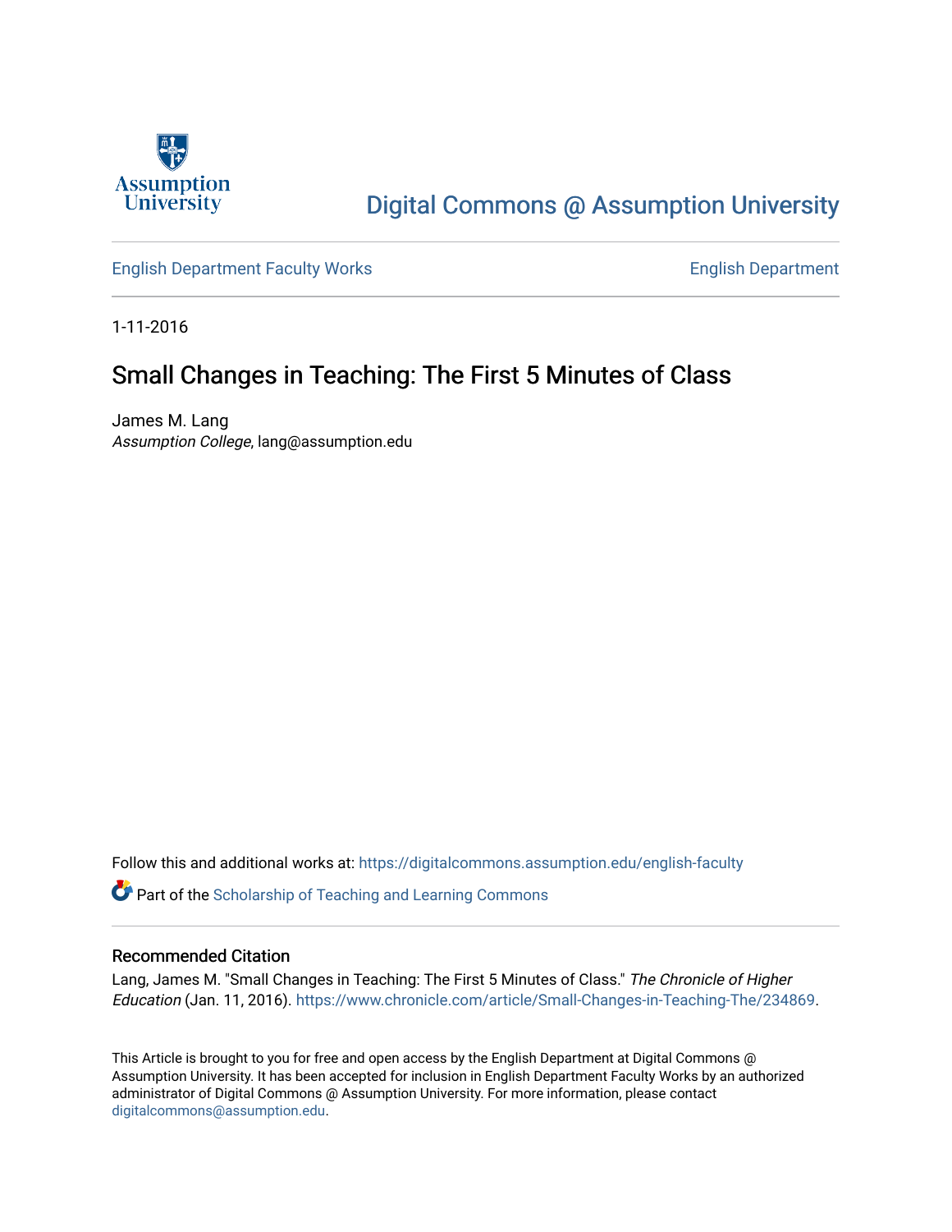Assumption University

Digital Commons @ Assumption University

English Department Faculty Works

English Department

1-11-2016

# Small Changes in Teaching: The First 5 Minutes of Class

James M. Lang
*Assumption College*, lang@assumption.edu

Follow this and additional works at: https://digitalcommons.assumption.edu/english-faculty

Part of the Scholarship of Teaching and Learning Commons

## Recommended Citation

Lang, James M. "Small Changes in Teaching: The First 5 Minutes of Class." *The Chronicle of Higher Education* (Jan. 11, 2016). https://www.chronicle.com/article/Small-Changes-in-Teaching-The/234869.

This Article is brought to you for free and open access by the English Department at Digital Commons @ Assumption University. It has been accepted for inclusion in English Department Faculty Works by an authorized administrator of Digital Commons @ Assumption University. For more information, please contact digitalcommons@assumption.edu.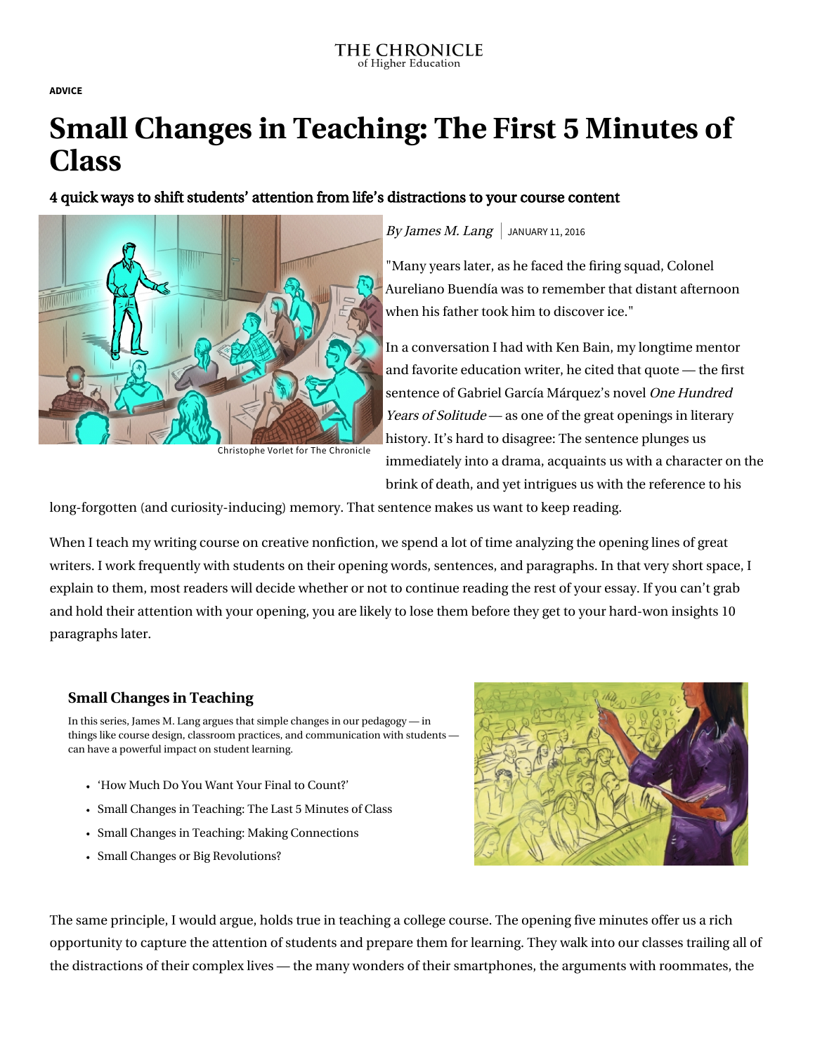THE CHRONICLE of Higher Education

**ADVICE**

# Small Changes in Teaching: The First 5 Minutes of Class

## 4 quick ways to shift students' attention from life's distractions to your course content

Christophe Vorlet for The Chronicle

*By James M. Lang* | JANUARY 11, 2016

"Many years later, as he faced the firing squad, Colonel Aureliano Buendía was to remember that distant afternoon when his father took him to discover ice."

In a conversation I had with Ken Bain, my longtime mentor and favorite education writer, he cited that quote — the first sentence of Gabriel García Márquez's novel *One Hundred Years of Solitude* — as one of the great openings in literary history. It's hard to disagree: The sentence plunges us immediately into a drama, acquaints us with a character on the brink of death, and yet intrigues us with the reference to his long-forgotten (and curiosity-inducing) memory. That sentence makes us want to keep reading.

When I teach my writing course on creative nonfiction, we spend a lot of time analyzing the opening lines of great writers. I work frequently with students on their opening words, sentences, and paragraphs. In that very short space, I explain to them, most readers will decide whether or not to continue reading the rest of your essay. If you can't grab and hold their attention with your opening, you are likely to lose them before they get to your hard-won insights 10 paragraphs later.

### Small Changes in Teaching

In this series, James M. Lang argues that simple changes in our pedagogy — in things like course design, classroom practices, and communication with students — can have a powerful impact on student learning.

- 'How Much Do You Want Your Final to Count?'
- Small Changes in Teaching: The Last 5 Minutes of Class
- Small Changes in Teaching: Making Connections
- Small Changes or Big Revolutions?

The same principle, I would argue, holds true in teaching a college course. The opening five minutes offer us a rich opportunity to capture the attention of students and prepare them for learning. They walk into our classes trailing all of the distractions of their complex lives — the many wonders of their smartphones, the arguments with roommates, the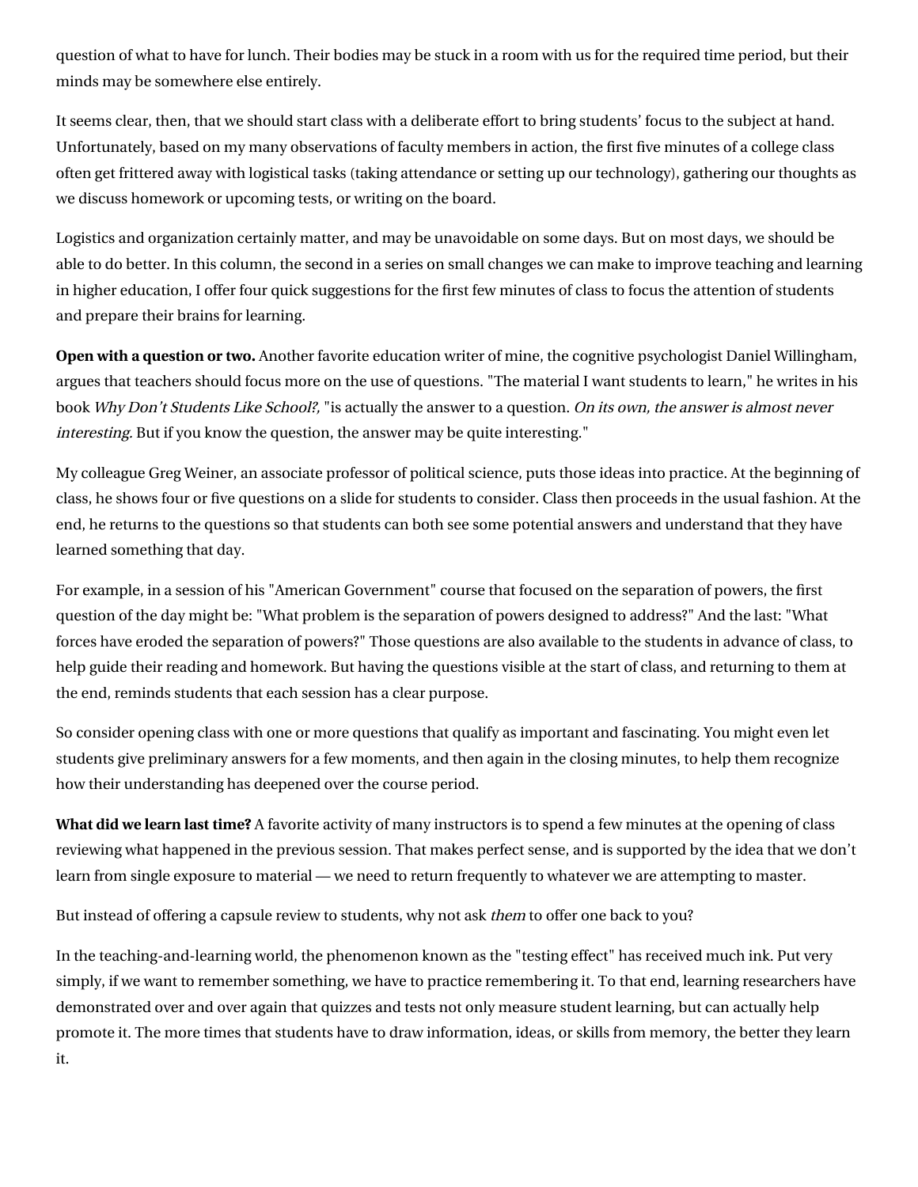question of what to have for lunch. Their bodies may be stuck in a room with us for the required time period, but their minds may be somewhere else entirely.

It seems clear, then, that we should start class with a deliberate effort to bring students' focus to the subject at hand. Unfortunately, based on my many observations of faculty members in action, the first five minutes of a college class often get frittered away with logistical tasks (taking attendance or setting up our technology), gathering our thoughts as we discuss homework or upcoming tests, or writing on the board.

Logistics and organization certainly matter, and may be unavoidable on some days. But on most days, we should be able to do better. In this column, the second in a series on small changes we can make to improve teaching and learning in higher education, I offer four quick suggestions for the first few minutes of class to focus the attention of students and prepare their brains for learning.

**Open with a question or two.** Another favorite education writer of mine, the cognitive psychologist Daniel Willingham, argues that teachers should focus more on the use of questions. "The material I want students to learn," he writes in his book *Why Don't Students Like School?,* "is actually the answer to a question. *On its own, the answer is almost never interesting.* But if you know the question, the answer may be quite interesting."

My colleague Greg Weiner, an associate professor of political science, puts those ideas into practice. At the beginning of class, he shows four or five questions on a slide for students to consider. Class then proceeds in the usual fashion. At the end, he returns to the questions so that students can both see some potential answers and understand that they have learned something that day.

For example, in a session of his "American Government" course that focused on the separation of powers, the first question of the day might be: "What problem is the separation of powers designed to address?" And the last: "What forces have eroded the separation of powers?" Those questions are also available to the students in advance of class, to help guide their reading and homework. But having the questions visible at the start of class, and returning to them at the end, reminds students that each session has a clear purpose.

So consider opening class with one or more questions that qualify as important and fascinating. You might even let students give preliminary answers for a few moments, and then again in the closing minutes, to help them recognize how their understanding has deepened over the course period.

**What did we learn last time?** A favorite activity of many instructors is to spend a few minutes at the opening of class reviewing what happened in the previous session. That makes perfect sense, and is supported by the idea that we don't learn from single exposure to material — we need to return frequently to whatever we are attempting to master.

But instead of offering a capsule review to students, why not ask *them* to offer one back to you?

In the teaching-and-learning world, the phenomenon known as the "testing effect" has received much ink. Put very simply, if we want to remember something, we have to practice remembering it. To that end, learning researchers have demonstrated over and over again that quizzes and tests not only measure student learning, but can actually help promote it. The more times that students have to draw information, ideas, or skills from memory, the better they learn it.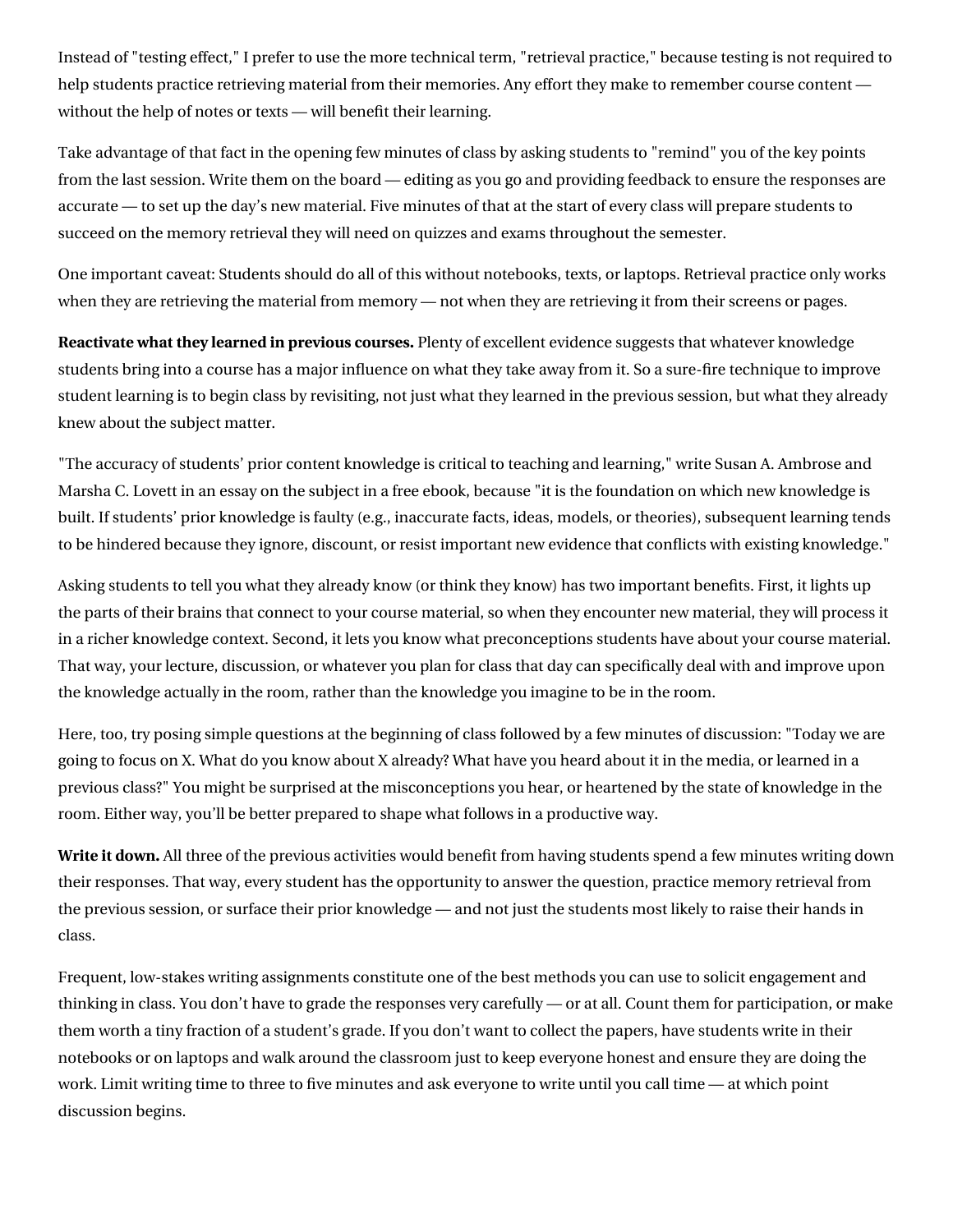Instead of "testing effect," I prefer to use the more technical term, "retrieval practice," because testing is not required to help students practice retrieving material from their memories. Any effort they make to remember course content — without the help of notes or texts — will benefit their learning.

Take advantage of that fact in the opening few minutes of class by asking students to "remind" you of the key points from the last session. Write them on the board — editing as you go and providing feedback to ensure the responses are accurate — to set up the day's new material. Five minutes of that at the start of every class will prepare students to succeed on the memory retrieval they will need on quizzes and exams throughout the semester.

One important caveat: Students should do all of this without notebooks, texts, or laptops. Retrieval practice only works when they are retrieving the material from memory — not when they are retrieving it from their screens or pages.

**Reactivate what they learned in previous courses.** Plenty of excellent evidence suggests that whatever knowledge students bring into a course has a major influence on what they take away from it. So a sure-fire technique to improve student learning is to begin class by revisiting, not just what they learned in the previous session, but what they already knew about the subject matter.

"The accuracy of students' prior content knowledge is critical to teaching and learning," write Susan A. Ambrose and Marsha C. Lovett in an essay on the subject in a free ebook, because "it is the foundation on which new knowledge is built. If students' prior knowledge is faulty (e.g., inaccurate facts, ideas, models, or theories), subsequent learning tends to be hindered because they ignore, discount, or resist important new evidence that conflicts with existing knowledge."

Asking students to tell you what they already know (or think they know) has two important benefits. First, it lights up the parts of their brains that connect to your course material, so when they encounter new material, they will process it in a richer knowledge context. Second, it lets you know what preconceptions students have about your course material. That way, your lecture, discussion, or whatever you plan for class that day can specifically deal with and improve upon the knowledge actually in the room, rather than the knowledge you imagine to be in the room.

Here, too, try posing simple questions at the beginning of class followed by a few minutes of discussion: "Today we are going to focus on X. What do you know about X already? What have you heard about it in the media, or learned in a previous class?" You might be surprised at the misconceptions you hear, or heartened by the state of knowledge in the room. Either way, you'll be better prepared to shape what follows in a productive way.

**Write it down.** All three of the previous activities would benefit from having students spend a few minutes writing down their responses. That way, every student has the opportunity to answer the question, practice memory retrieval from the previous session, or surface their prior knowledge — and not just the students most likely to raise their hands in class.

Frequent, low-stakes writing assignments constitute one of the best methods you can use to solicit engagement and thinking in class. You don't have to grade the responses very carefully — or at all. Count them for participation, or make them worth a tiny fraction of a student's grade. If you don't want to collect the papers, have students write in their notebooks or on laptops and walk around the classroom just to keep everyone honest and ensure they are doing the work. Limit writing time to three to five minutes and ask everyone to write until you call time — at which point discussion begins.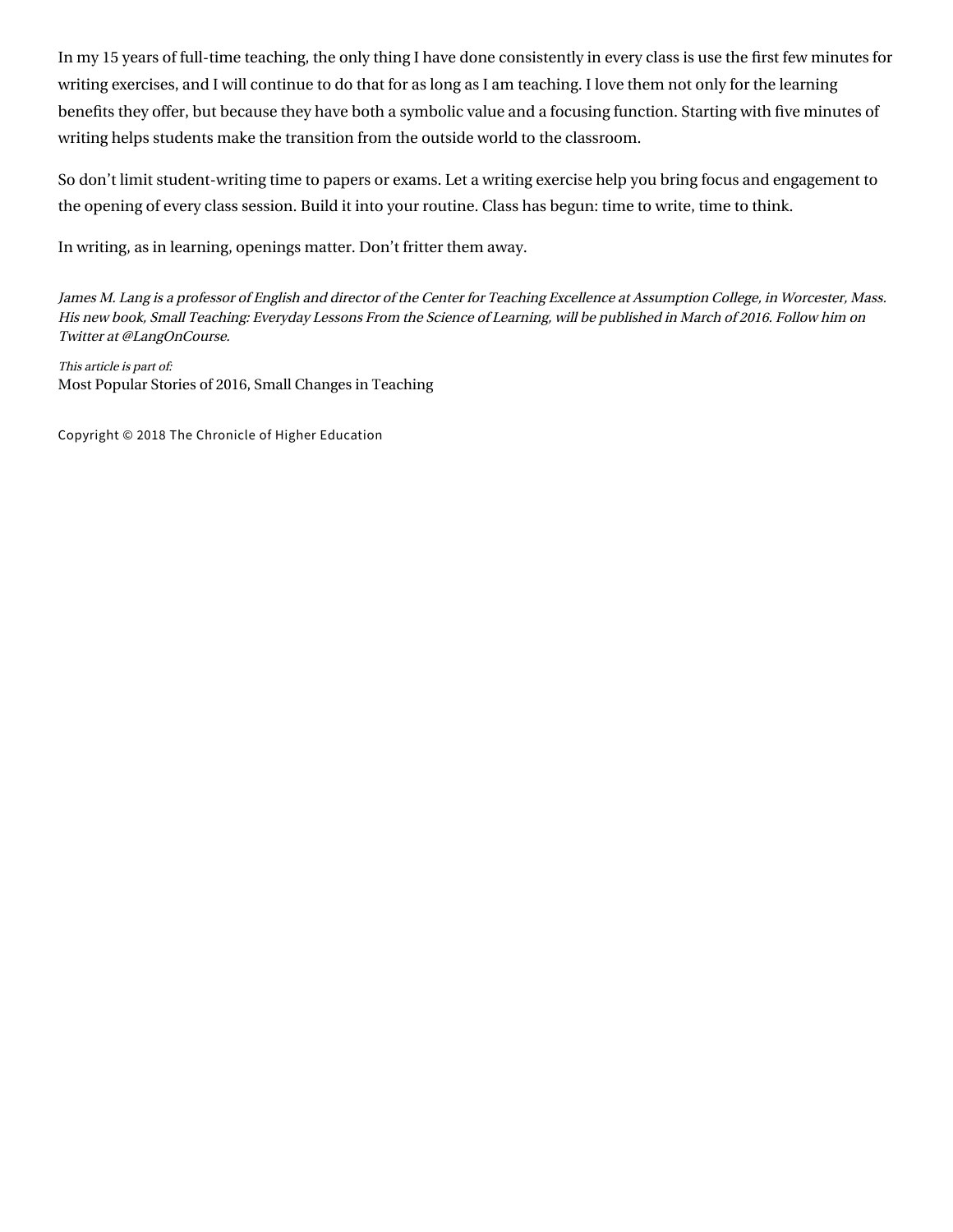In my 15 years of full-time teaching, the only thing I have done consistently in every class is use the first few minutes for writing exercises, and I will continue to do that for as long as I am teaching. I love them not only for the learning benefits they offer, but because they have both a symbolic value and a focusing function. Starting with five minutes of writing helps students make the transition from the outside world to the classroom.

So don't limit student-writing time to papers or exams. Let a writing exercise help you bring focus and engagement to the opening of every class session. Build it into your routine. Class has begun: time to write, time to think.

In writing, as in learning, openings matter. Don't fritter them away.

*James M. Lang is a professor of English and director of the Center for Teaching Excellence at Assumption College, in Worcester, Mass. His new book, Small Teaching: Everyday Lessons From the Science of Learning, will be published in March of 2016. Follow him on Twitter at @LangOnCourse.*

*This article is part of:*
Most Popular Stories of 2016, Small Changes in Teaching

Copyright © 2018 The Chronicle of Higher Education